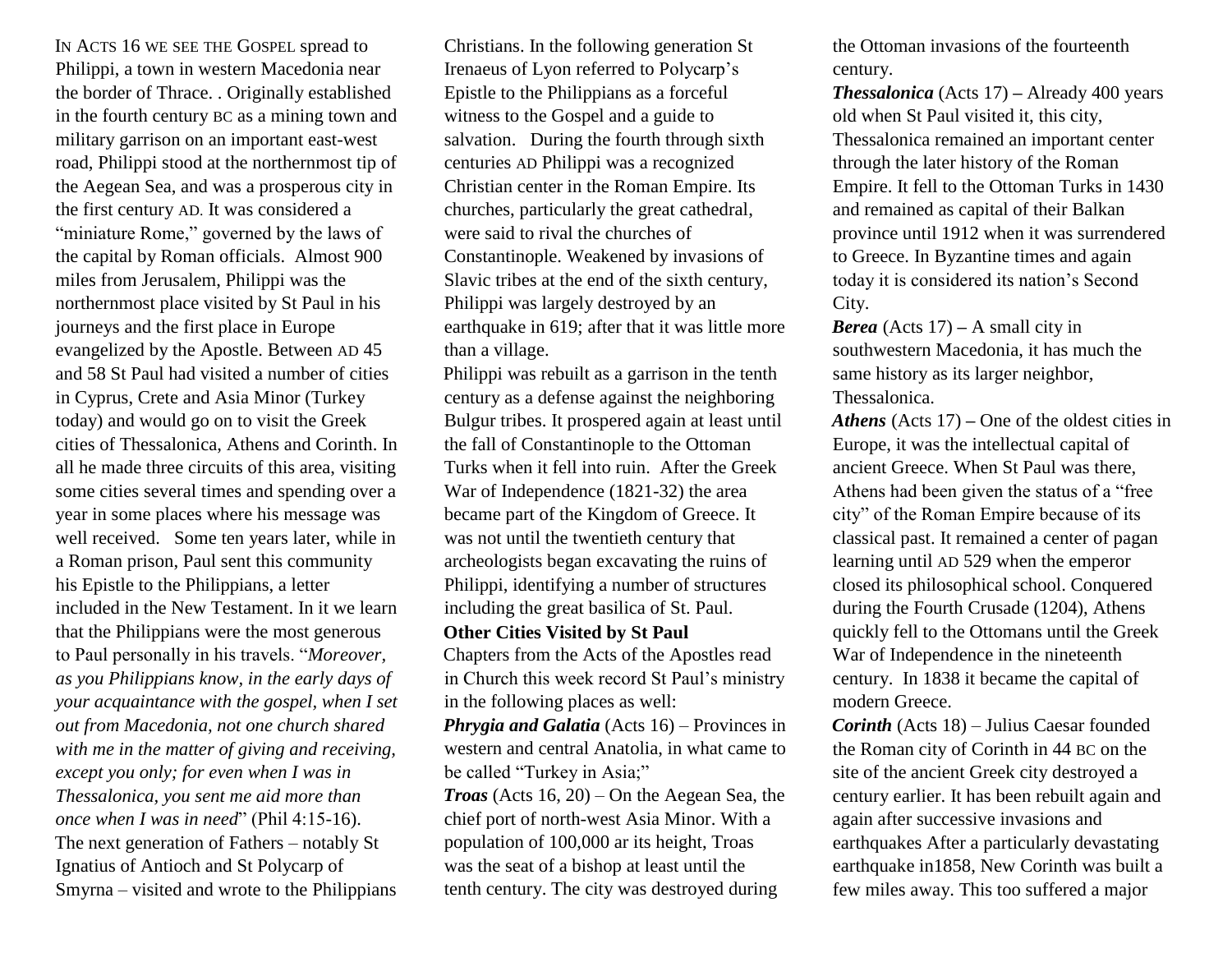IN ACTS 16 WE SEE THE GOSPEL spread to Philippi, a town in western Macedonia near the border of Thrace. . Originally established in the fourth century BC as a mining town and military garrison on an important east-west road, Philippi stood at the northernmost tip of the Aegean Sea, and was a prosperous city in the first century AD. It was considered a "miniature Rome," governed by the laws of the capital by Roman officials. Almost 900 miles from Jerusalem, Philippi was the northernmost place visited by St Paul in his journeys and the first place in Europe evangelized by the Apostle. Between AD 45 and 58 St Paul had visited a number of cities in Cyprus, Crete and Asia Minor (Turkey today) and would go on to visit the Greek cities of Thessalonica, Athens and Corinth. In all he made three circuits of this area, visiting some cities several times and spending over a year in some places where his message was well received. Some ten years later, while in a Roman prison, Paul sent this community his Epistle to the Philippians, a letter included in the New Testament. In it we learn that the Philippians were the most generous to Paul personally in his travels. "*Moreover, as you Philippians know, in the early days of your acquaintance with the gospel, when I set out from Macedonia, not one church shared with me in the matter of giving and receiving, except you only; for even when I was in Thessalonica, you sent me aid more than once when I was in need*" (Phil 4:15-16).

The next generation of Fathers – notably St Ignatius of Antioch and St Polycarp of Smyrna – visited and wrote to the Philippians Christians. In the following generation St Irenaeus of Lyon referred to Polycarp's Epistle to the Philippians as a forceful witness to the Gospel and a guide to salvation. During the fourth through sixth centuries AD Philippi was a recognized Christian center in the Roman Empire. Its churches, particularly the great cathedral, were said to rival the churches of Constantinople. Weakened by invasions of Slavic tribes at the end of the sixth century, Philippi was largely destroyed by an earthquake in 619; after that it was little more than a village.

Philippi was rebuilt as a garrison in the tenth century as a defense against the neighboring Bulgur tribes. It prospered again at least until the fall of Constantinople to the Ottoman Turks when it fell into ruin. After the Greek War of Independence (1821-32) the area became part of the Kingdom of Greece. It was not until the twentieth century that archeologists began excavating the ruins of Philippi, identifying a number of structures including the great basilica of St. Paul.

**Other Cities Visited by St Paul**

Chapters from the Acts of the Apostles read in Church this week record St Paul's ministry in the following places as well:

***Phrygia and Galatia*** (Acts 16) – Provinces in western and central Anatolia, in what came to be called "Turkey in Asia;"

***Troas*** (Acts 16, 20) – On the Aegean Sea, the chief port of north-west Asia Minor. With a population of 100,000 ar its height, Troas was the seat of a bishop at least until the tenth century. The city was destroyed during the Ottoman invasions of the fourteenth century.

***Thessalonica*** (Acts 17) **–** Already 400 years old when St Paul visited it, this city, Thessalonica remained an important center through the later history of the Roman Empire. It fell to the Ottoman Turks in 1430 and remained as capital of their Balkan province until 1912 when it was surrendered to Greece. In Byzantine times and again today it is considered its nation's Second City.

***Berea*** (Acts 17) **–** A small city in southwestern Macedonia, it has much the same history as its larger neighbor, Thessalonica.

***Athens*** (Acts 17) **–** One of the oldest cities in Europe, it was the intellectual capital of ancient Greece. When St Paul was there, Athens had been given the status of a "free city" of the Roman Empire because of its classical past. It remained a center of pagan learning until AD 529 when the emperor closed its philosophical school. Conquered during the Fourth Crusade (1204), Athens quickly fell to the Ottomans until the Greek War of Independence in the nineteenth century. In 1838 it became the capital of modern Greece.

***Corinth*** (Acts 18) – Julius Caesar founded the Roman city of Corinth in 44 BC on the site of the ancient Greek city destroyed a century earlier. It has been rebuilt again and again after successive invasions and earthquakes After a particularly devastating earthquake in1858, New Corinth was built a few miles away. This too suffered a major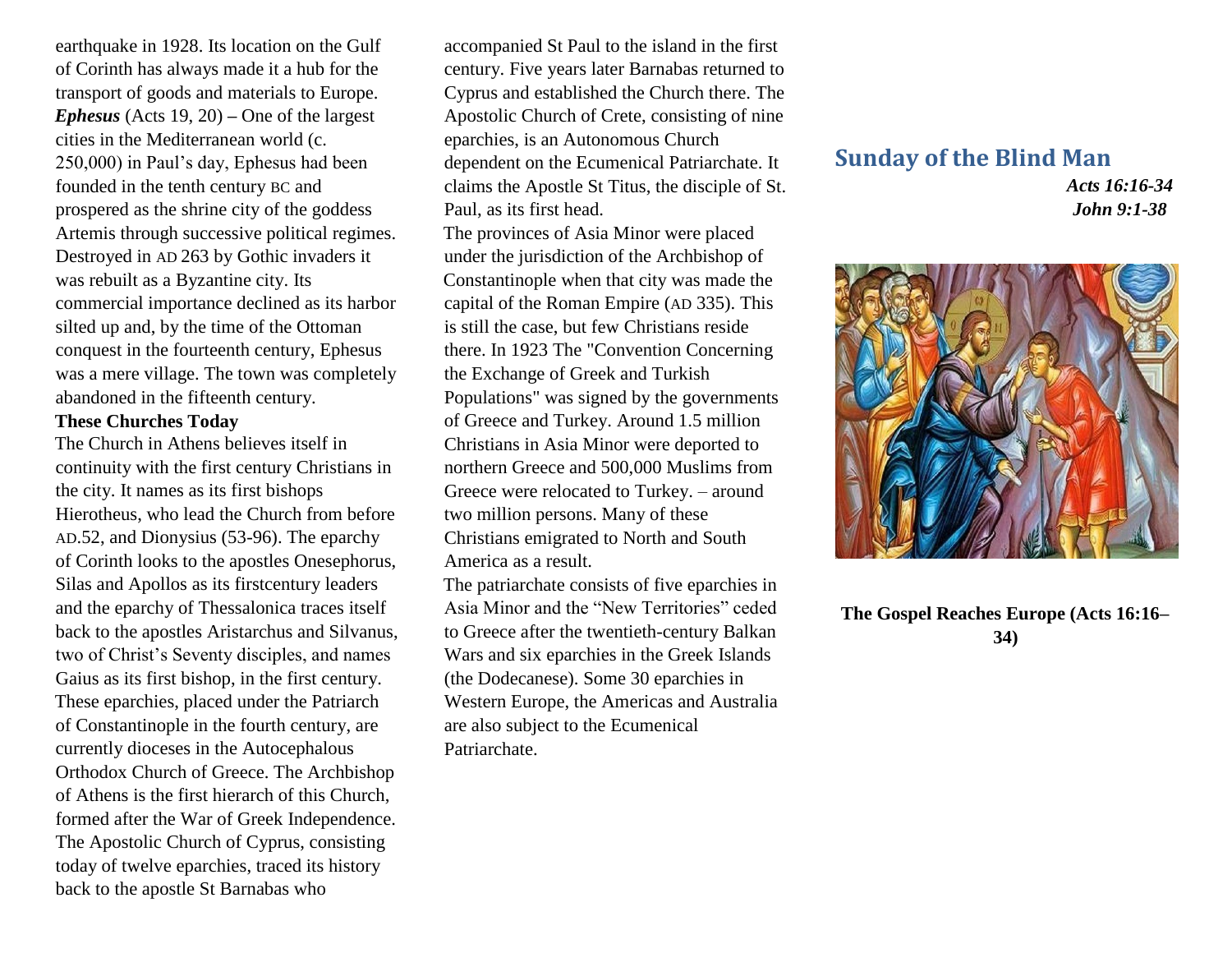earthquake in 1928. Its location on the Gulf of Corinth has always made it a hub for the transport of goods and materials to Europe.

***Ephesus*** (Acts 19, 20) **–** One of the largest cities in the Mediterranean world (c. 250,000) in Paul's day, Ephesus had been founded in the tenth century BC and prospered as the shrine city of the goddess Artemis through successive political regimes. Destroyed in AD 263 by Gothic invaders it was rebuilt as a Byzantine city. Its commercial importance declined as its harbor silted up and, by the time of the Ottoman conquest in the fourteenth century, Ephesus was a mere village. The town was completely abandoned in the fifteenth century.

**These Churches Today**

The Church in Athens believes itself in continuity with the first century Christians in the city. It names as its first bishops Hierotheus, who lead the Church from before AD.52, and Dionysius (53-96). The eparchy of Corinth looks to the apostles Onesephorus, Silas and Apollos as its firstcentury leaders and the eparchy of Thessalonica traces itself back to the apostles Aristarchus and Silvanus, two of Christ's Seventy disciples, and names Gaius as its first bishop, in the first century. These eparchies, placed under the Patriarch of Constantinople in the fourth century, are currently dioceses in the Autocephalous Orthodox Church of Greece. The Archbishop of Athens is the first hierarch of this Church, formed after the War of Greek Independence. The Apostolic Church of Cyprus, consisting today of twelve eparchies, traced its history back to the apostle St Barnabas who accompanied St Paul to the island in the first century. Five years later Barnabas returned to Cyprus and established the Church there. The Apostolic Church of Crete, consisting of nine eparchies, is an Autonomous Church dependent on the Ecumenical Patriarchate. It claims the Apostle St Titus, the disciple of St. Paul, as its first head.

The provinces of Asia Minor were placed under the jurisdiction of the Archbishop of Constantinople when that city was made the capital of the Roman Empire (AD 335). This is still the case, but few Christians reside there. In 1923 The "Convention Concerning the Exchange of Greek and Turkish Populations" was signed by the governments of Greece and Turkey. Around 1.5 million Christians in Asia Minor were deported to northern Greece and 500,000 Muslims from Greece were relocated to Turkey. – around two million persons. Many of these Christians emigrated to North and South America as a result.

The patriarchate consists of five eparchies in Asia Minor and the "New Territories" ceded to Greece after the twentieth-century Balkan Wars and six eparchies in the Greek Islands (the Dodecanese). Some 30 eparchies in Western Europe, the Americas and Australia are also subject to the Ecumenical Patriarchate.

## Sunday of the Blind Man

***Acts 16:16-34***
***John 9:1-38***

**The Gospel Reaches Europe (Acts 16:16–34)**